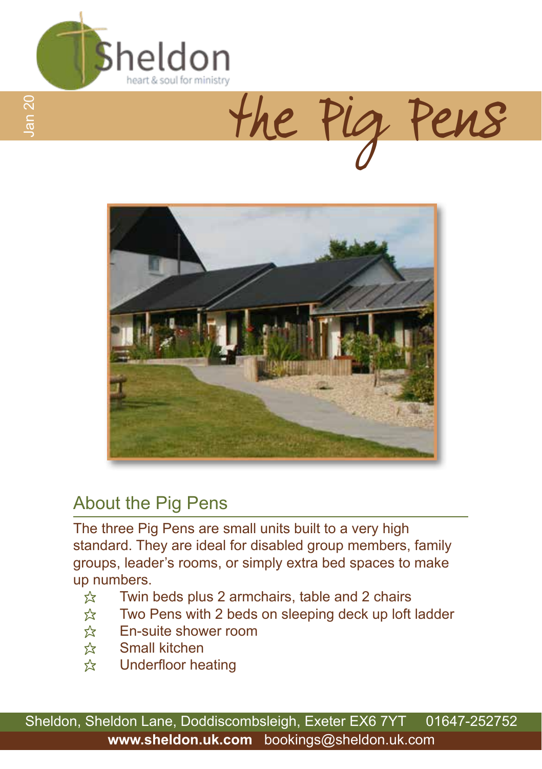Sheldon

heart & soul for ministry

Jan 20

# the Pig Pens

## About the Pig Pens

The three Pig Pens are small units built to a very high standard. They are ideal for disabled group members, family groups, leader's rooms, or simply extra bed spaces to make up numbers.

- ☆ Twin beds plus 2 armchairs, table and 2 chairs
- ☆ Two Pens with 2 beds on sleeping deck up loft ladder
- ☆ En-suite shower room
- ☆ Small kitchen
- ☆ Underfloor heating

Sheldon, Sheldon Lane, Doddiscombsleigh, Exeter EX6 7YT 01647-252752

**www.sheldon.uk.com** bookings@sheldon.uk.com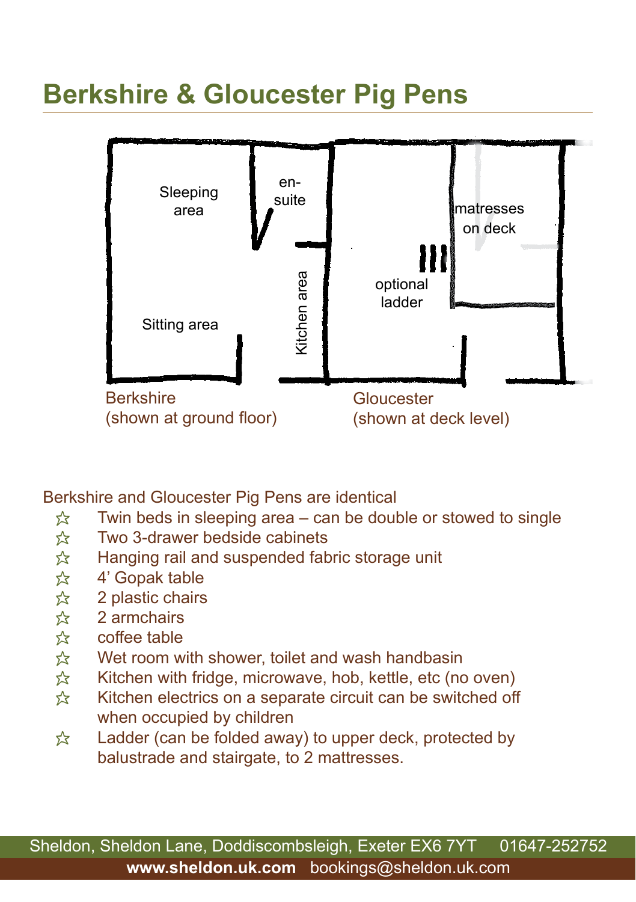# Berkshire & Gloucester Pig Pens

Sleeping area

en-suite

Sitting area

Kitchen area

optional ladder

matresses on deck

Berkshire (shown at ground floor)

Gloucester (shown at deck level)

Berkshire and Gloucester Pig Pens are identical

- Twin beds in sleeping area – can be double or stowed to single
- Two 3-drawer bedside cabinets
- Hanging rail and suspended fabric storage unit
- 4' Gopak table
- 2 plastic chairs
- 2 armchairs
- coffee table
- Wet room with shower, toilet and wash handbasin
- Kitchen with fridge, microwave, hob, kettle, etc (no oven)
- Kitchen electrics on a separate circuit can be switched off when occupied by children
- Ladder (can be folded away) to upper deck, protected by balustrade and stairgate, to 2 mattresses.

Sheldon, Sheldon Lane, Doddiscombsleigh, Exeter EX6 7YT 01647-252752

**www.sheldon.uk.com** bookings@sheldon.uk.com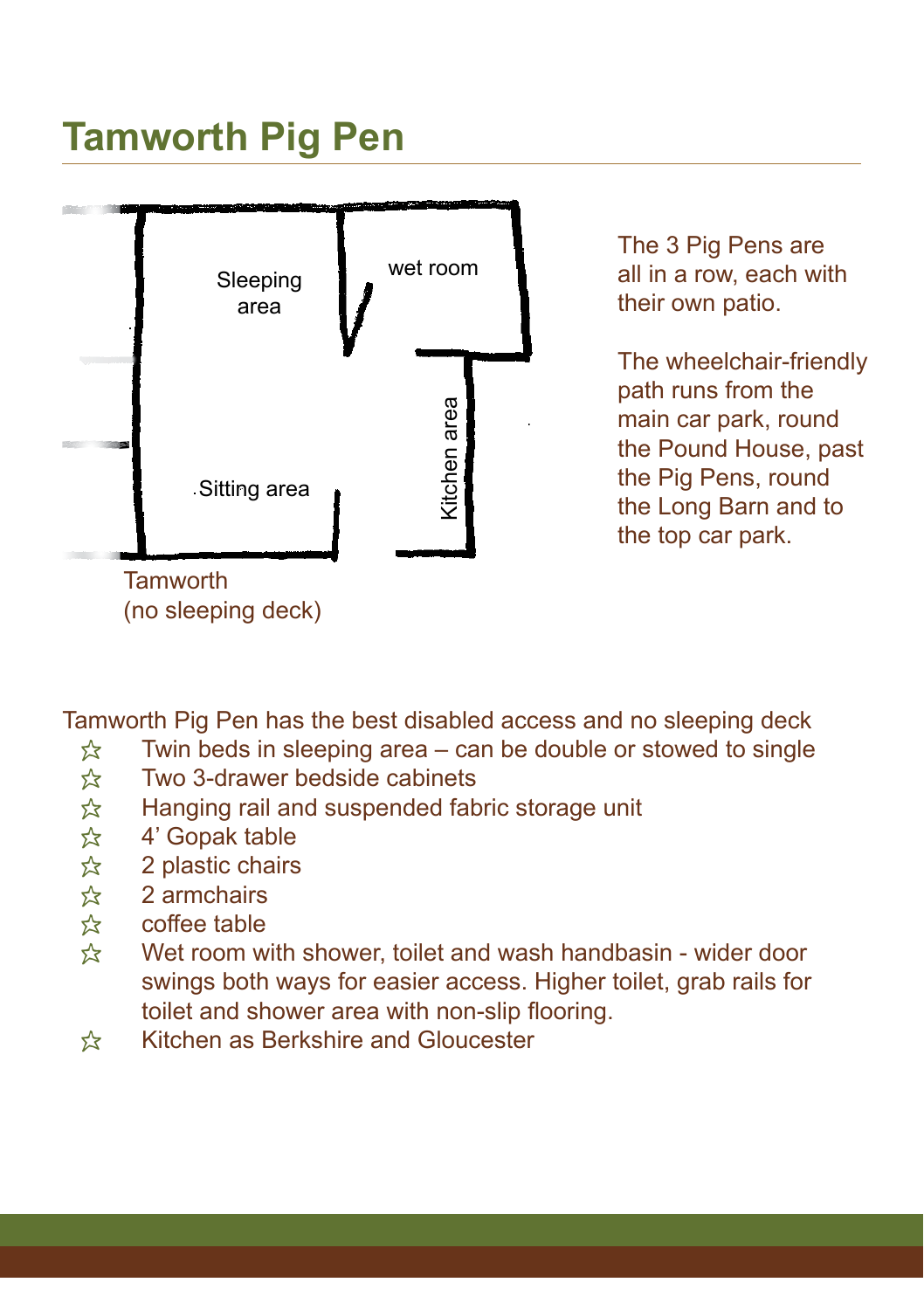# Tamworth Pig Pen

Sleeping area

wet room

Sitting area

Kitchen area

Tamworth
(no sleeping deck)

The 3 Pig Pens are all in a row, each with their own patio.

The wheelchair-friendly path runs from the main car park, round the Pound House, past the Pig Pens, round the Long Barn and to the top car park.

Tamworth Pig Pen has the best disabled access and no sleeping deck

- ☆ Twin beds in sleeping area – can be double or stowed to single
- ☆ Two 3-drawer bedside cabinets
- ☆ Hanging rail and suspended fabric storage unit
- ☆ 4' Gopak table
- ☆ 2 plastic chairs
- ☆ 2 armchairs
- ☆ coffee table
- ☆ Wet room with shower, toilet and wash handbasin - wider door swings both ways for easier access. Higher toilet, grab rails for toilet and shower area with non-slip flooring.
- ☆ Kitchen as Berkshire and Gloucester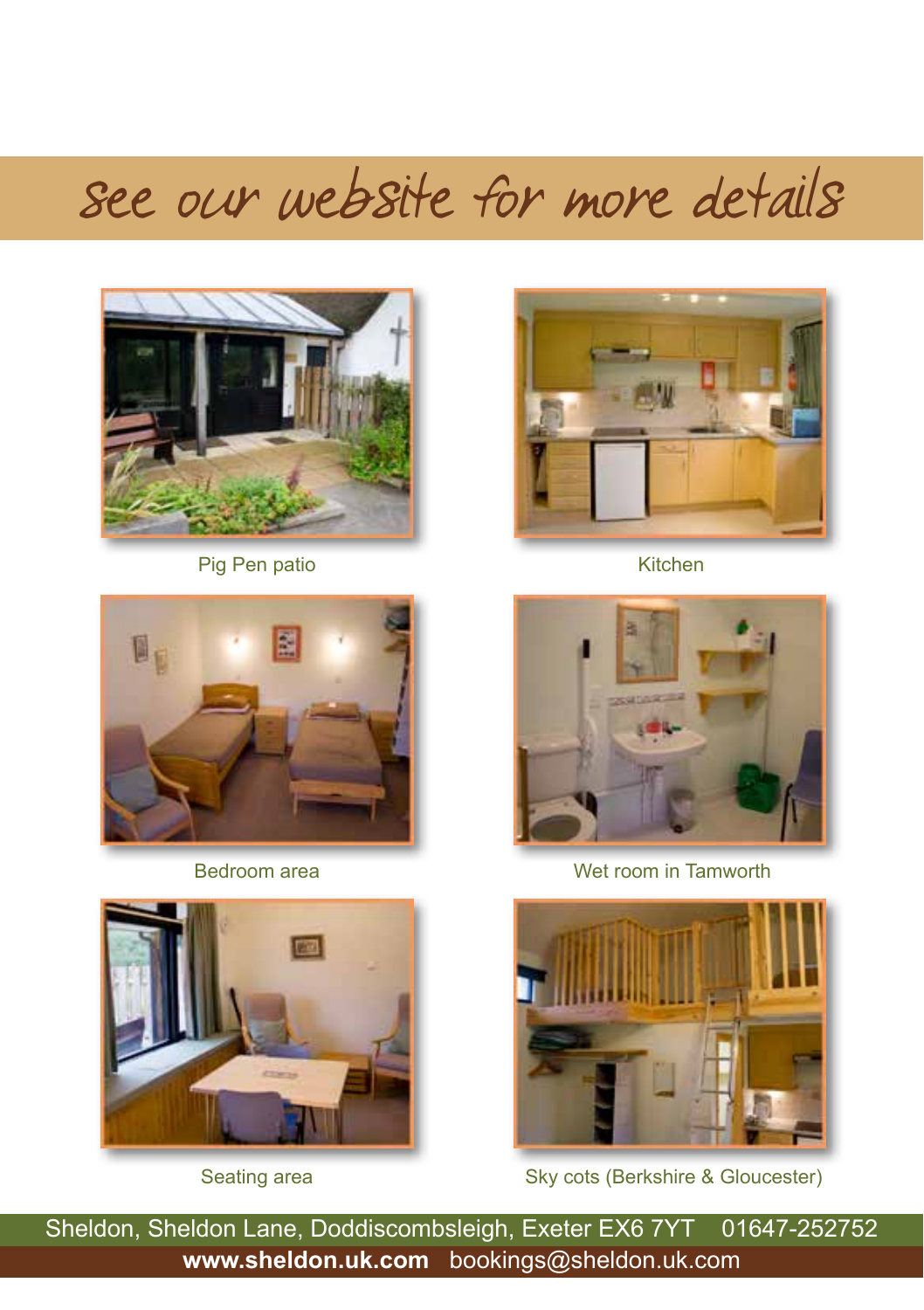# See our website for more details

Pig Pen patio

Kitchen

Bedroom area

Wet room in Tamworth

Seating area

Sky cots (Berkshire & Gloucester)

Sheldon, Sheldon Lane, Doddiscombsleigh, Exeter EX6 7YT 01647-252752

**www.sheldon.uk.com** bookings@sheldon.uk.com